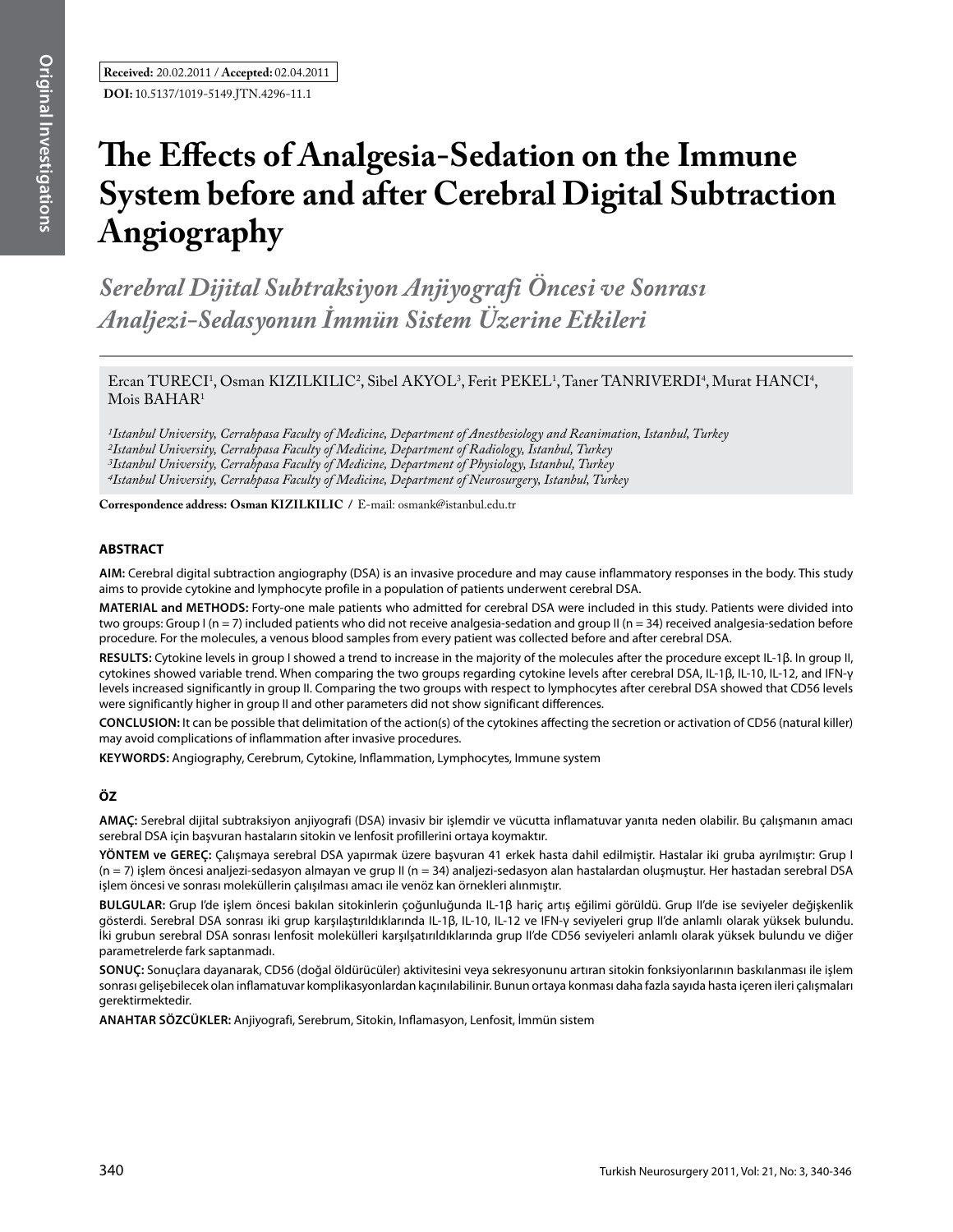**Received:** 20.02.2011 / **Accepted:** 02.04.2011

**DOI:** 10.5137/1019-5149.JTN.4296-11.1

# The Effects of Analgesia-Sedation on the Immune System before and after Cerebral Digital Subtraction Angiography

## *Serebral Dijital Subtraksiyon Anjiyografi Öncesi ve Sonrası Analjezi-Sedasyonun İmmün Sistem Üzerine Etkileri*

Ercan TURECI[1], Osman KIZILKILIC[2], Sibel AKYOL[3], Ferit PEKEL[1], Taner TANRIVERDI[4], Murat HANCI[4], Mois BAHAR[1]

*[1]Istanbul University, Cerrahpasa Faculty of Medicine, Department of Anesthesiology and Reanimation, Istanbul, Turkey*
*[2]Istanbul University, Cerrahpasa Faculty of Medicine, Department of Radiology, Istanbul, Turkey*
*[3]Istanbul University, Cerrahpasa Faculty of Medicine, Department of Physiology, Istanbul, Turkey*
*[4]Istanbul University, Cerrahpasa Faculty of Medicine, Department of Neurosurgery, Istanbul, Turkey*

**Correspondence address: Osman KIZILKILIC** / E-mail: osmank@istanbul.edu.tr

### ABSTRACT

**AIM:** Cerebral digital subtraction angiography (DSA) is an invasive procedure and may cause inflammatory responses in the body. This study aims to provide cytokine and lymphocyte profile in a population of patients underwent cerebral DSA.

**MATERIAL and METHODS:** Forty-one male patients who admitted for cerebral DSA were included in this study. Patients were divided into two groups: Group I (n = 7) included patients who did not receive analgesia-sedation and group II (n = 34) received analgesia-sedation before procedure. For the molecules, a venous blood samples from every patient was collected before and after cerebral DSA.

**RESULTS:** Cytokine levels in group I showed a trend to increase in the majority of the molecules after the procedure except IL-1β. In group II, cytokines showed variable trend. When comparing the two groups regarding cytokine levels after cerebral DSA, IL-1β, IL-10, IL-12, and IFN-γ levels increased significantly in group II. Comparing the two groups with respect to lymphocytes after cerebral DSA showed that CD56 levels were significantly higher in group II and other parameters did not show significant differences.

**CONCLUSION:** It can be possible that delimitation of the action(s) of the cytokines affecting the secretion or activation of CD56 (natural killer) may avoid complications of inflammation after invasive procedures.

**KEYWORDS:** Angiography, Cerebrum, Cytokine, Inflammation, Lymphocytes, Immune system

### ÖZ

**AMAÇ:** Serebral dijital subtraksiyon anjiyografi (DSA) invasiv bir işlemdir ve vücutta inflamatuvar yanıta neden olabilir. Bu çalışmanın amacı serebral DSA için başvuran hastaların sitokin ve lenfosit profillerini ortaya koymaktır.

**YÖNTEM ve GEREÇ:** Çalışmaya serebral DSA yapırmak üzere başvuran 41 erkek hasta dahil edilmiştir. Hastalar iki gruba ayrılmıştır: Grup I (n = 7) işlem öncesi analjezi-sedasyon almayan ve grup II (n = 34) analjezi-sedasyon alan hastalardan oluşmuştur. Her hastadan serebral DSA işlem öncesi ve sonrası moleküllerin çalışılması amacı ile venöz kan örnekleri alınmıştır.

**BULGULAR:** Grup I'de işlem öncesi bakılan sitokinlerin çoğunluğunda IL-1β hariç artış eğilimi görüldü. Grup II'de ise seviyeler değişkenlik gösterdi. Serebral DSA sonrası iki grup karşılaştırıldıklarında IL-1β, IL-10, IL-12 ve IFN-γ seviyeleri grup II'de anlamlı olarak yüksek bulundu. İki grubun serebral DSA sonrası lenfosit molekülleri karşılaştırıldıklarında grup II'de CD56 seviyeleri anlamlı olarak yüksek bulundu ve diğer parametrelerde fark saptanmadı.

**SONUÇ:** Sonuçlara dayanarak, CD56 (doğal öldürücüler) aktivitesini veya sekresyonunu artıran sitokin fonksiyonlarının baskılanması ile işlem sonrası gelişebilecek olan inflamatuvar komplikasyonlardan kaçınılabilinir. Bunun ortaya konması daha fazla sayıda hasta içeren ileri çalışmaları gerektirmektedir.

**ANAHTAR SÖZCÜKLER:** Anjiyografi, Serebrum, Sitokin, Inflamasyon, Lenfosit, İmmün sistem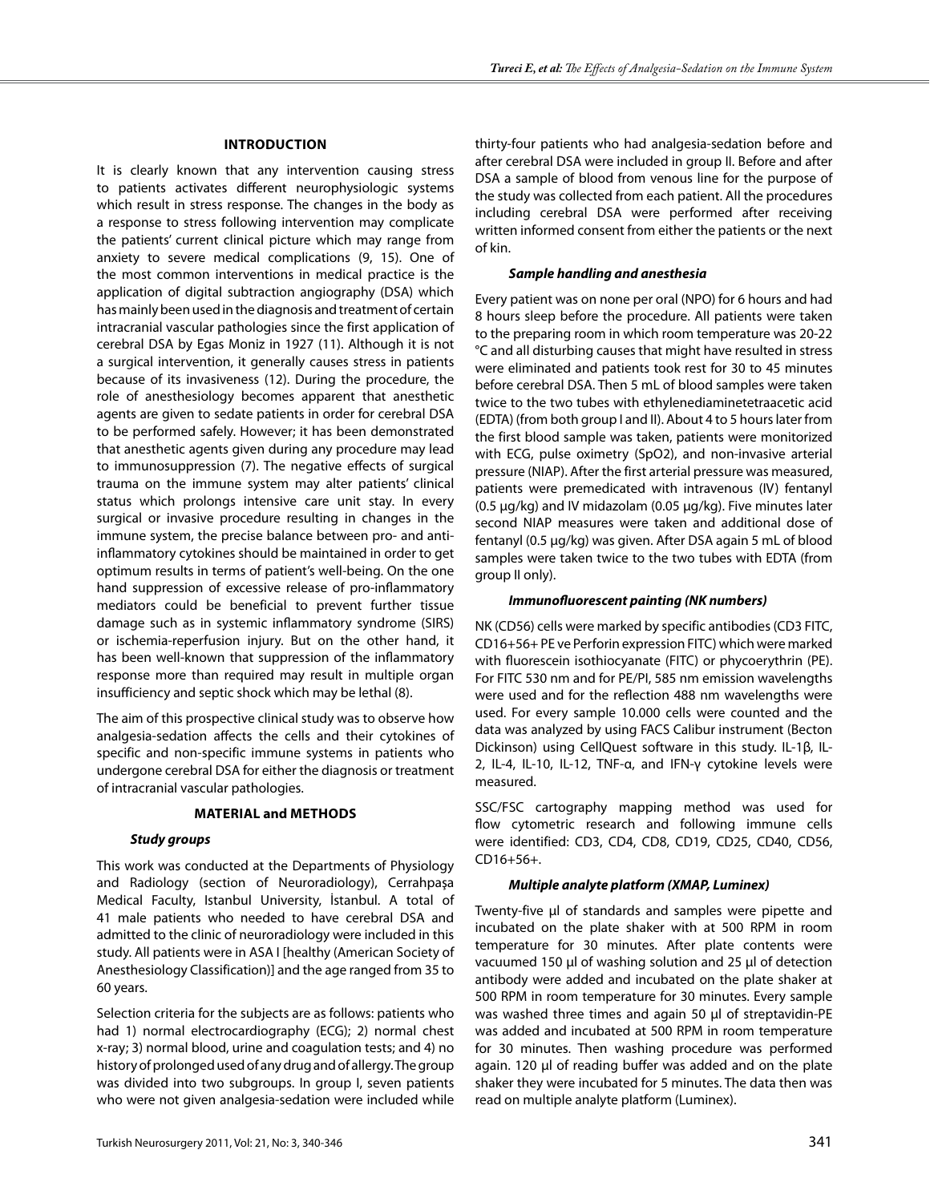## INTRODUCTION

It is clearly known that any intervention causing stress to patients activates different neurophysiologic systems which result in stress response. The changes in the body as a response to stress following intervention may complicate the patients' current clinical picture which may range from anxiety to severe medical complications (9, 15). One of the most common interventions in medical practice is the application of digital subtraction angiography (DSA) which has mainly been used in the diagnosis and treatment of certain intracranial vascular pathologies since the first application of cerebral DSA by Egas Moniz in 1927 (11). Although it is not a surgical intervention, it generally causes stress in patients because of its invasiveness (12). During the procedure, the role of anesthesiology becomes apparent that anesthetic agents are given to sedate patients in order for cerebral DSA to be performed safely. However; it has been demonstrated that anesthetic agents given during any procedure may lead to immunosuppression (7). The negative effects of surgical trauma on the immune system may alter patients' clinical status which prolongs intensive care unit stay. In every surgical or invasive procedure resulting in changes in the immune system, the precise balance between pro- and anti-inflammatory cytokines should be maintained in order to get optimum results in terms of patient's well-being. On the one hand suppression of excessive release of pro-inflammatory mediators could be beneficial to prevent further tissue damage such as in systemic inflammatory syndrome (SIRS) or ischemia-reperfusion injury. But on the other hand, it has been well-known that suppression of the inflammatory response more than required may result in multiple organ insufficiency and septic shock which may be lethal (8).

The aim of this prospective clinical study was to observe how analgesia-sedation affects the cells and their cytokines of specific and non-specific immune systems in patients who undergone cerebral DSA for either the diagnosis or treatment of intracranial vascular pathologies.

## MATERIAL and METHODS

### *Study groups*

This work was conducted at the Departments of Physiology and Radiology (section of Neuroradiology), Cerrahpaşa Medical Faculty, Istanbul University, İstanbul. A total of 41 male patients who needed to have cerebral DSA and admitted to the clinic of neuroradiology were included in this study. All patients were in ASA I [healthy (American Society of Anesthesiology Classification)] and the age ranged from 35 to 60 years.

Selection criteria for the subjects are as follows: patients who had 1) normal electrocardiography (ECG); 2) normal chest x-ray; 3) normal blood, urine and coagulation tests; and 4) no history of prolonged used of any drug and of allergy. The group was divided into two subgroups. In group I, seven patients who were not given analgesia-sedation were included while thirty-four patients who had analgesia-sedation before and after cerebral DSA were included in group II. Before and after DSA a sample of blood from venous line for the purpose of the study was collected from each patient. All the procedures including cerebral DSA were performed after receiving written informed consent from either the patients or the next of kin.

### *Sample handling and anesthesia*

Every patient was on none per oral (NPO) for 6 hours and had 8 hours sleep before the procedure. All patients were taken to the preparing room in which room temperature was 20-22 °C and all disturbing causes that might have resulted in stress were eliminated and patients took rest for 30 to 45 minutes before cerebral DSA. Then 5 mL of blood samples were taken twice to the two tubes with ethylenediaminetetraacetic acid (EDTA) (from both group I and II). About 4 to 5 hours later from the first blood sample was taken, patients were monitorized with ECG, pulse oximetry ($SpO_2$), and non-invasive arterial pressure (NIAP). After the first arterial pressure was measured, patients were premedicated with intravenous (IV) fentanyl (0.5 µg/kg) and IV midazolam (0.05 µg/kg). Five minutes later second NIAP measures were taken and additional dose of fentanyl (0.5 µg/kg) was given. After DSA again 5 mL of blood samples were taken twice to the two tubes with EDTA (from group II only).

### *Immunofluorescent painting (NK numbers)*

NK (CD56) cells were marked by specific antibodies (CD3 FITC, CD16+56+ PE ve Perforin expression FITC) which were marked with fluorescein isothiocyanate (FITC) or phycoerythrin (PE). For FITC 530 nm and for PE/PI, 585 nm emission wavelengths were used and for the reflection 488 nm wavelengths were used. For every sample 10.000 cells were counted and the data was analyzed by using FACS Calibur instrument (Becton Dickinson) using CellQuest software in this study. IL-1β, IL-2, IL-4, IL-10, IL-12, TNF-α, and IFN-γ cytokine levels were measured.

SSC/FSC cartography mapping method was used for flow cytometric research and following immune cells were identified: CD3, CD4, CD8, CD19, CD25, CD40, CD56, CD16+56+.

### *Multiple analyte platform (XMAP, Luminex)*

Twenty-five µl of standards and samples were pipette and incubated on the plate shaker with at 500 RPM in room temperature for 30 minutes. After plate contents were vacuumed 150 µl of washing solution and 25 µl of detection antibody were added and incubated on the plate shaker at 500 RPM in room temperature for 30 minutes. Every sample was washed three times and again 50 µl of streptavidin-PE was added and incubated at 500 RPM in room temperature for 30 minutes. Then washing procedure was performed again. 120 µl of reading buffer was added and on the plate shaker they were incubated for 5 minutes. The data then was read on multiple analyte platform (Luminex).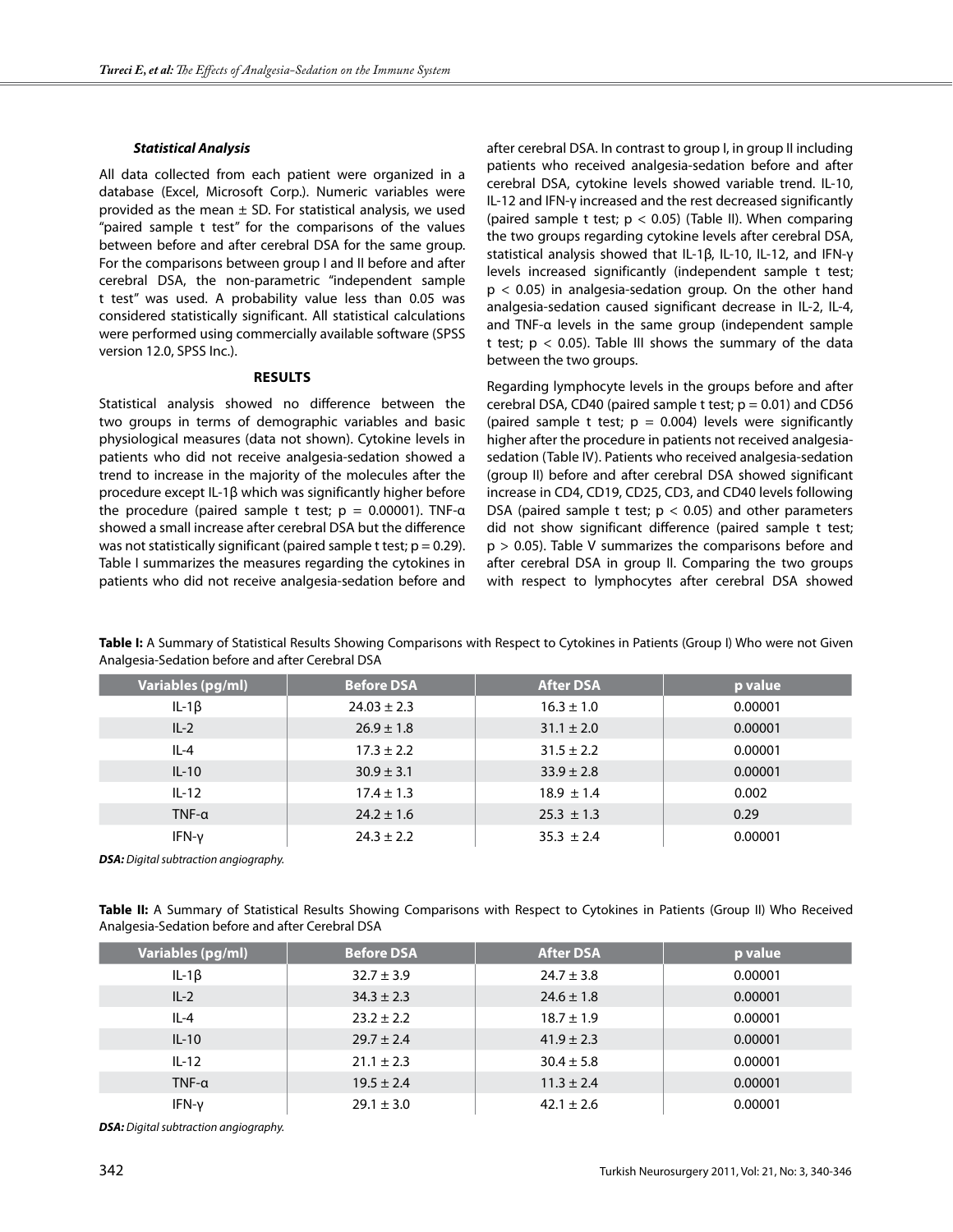### *Statistical Analysis*

All data collected from each patient were organized in a database (Excel, Microsoft Corp.). Numeric variables were provided as the mean ± SD. For statistical analysis, we used "paired sample t test" for the comparisons of the values between before and after cerebral DSA for the same group. For the comparisons between group I and II before and after cerebral DSA, the non-parametric "independent sample t test" was used. A probability value less than 0.05 was considered statistically significant. All statistical calculations were performed using commercially available software (SPSS version 12.0, SPSS Inc.).

## RESULTS

Statistical analysis showed no difference between the two groups in terms of demographic variables and basic physiological measures (data not shown). Cytokine levels in patients who did not receive analgesia-sedation showed a trend to increase in the majority of the molecules after the procedure except IL-1β which was significantly higher before the procedure (paired sample t test; $p = 0.00001$). TNF-α showed a small increase after cerebral DSA but the difference was not statistically significant (paired sample t test; $p = 0.29$). Table I summarizes the measures regarding the cytokines in patients who did not receive analgesia-sedation before and after cerebral DSA. In contrast to group I, in group II including patients who received analgesia-sedation before and after cerebral DSA, cytokine levels showed variable trend. IL-10, IL-12 and IFN-γ increased and the rest decreased significantly (paired sample t test; $p < 0.05$) (Table II). When comparing the two groups regarding cytokine levels after cerebral DSA, statistical analysis showed that IL-1β, IL-10, IL-12, and IFN-γ levels increased significantly (independent sample t test; $p < 0.05$) in analgesia-sedation group. On the other hand analgesia-sedation caused significant decrease in IL-2, IL-4, and TNF-α levels in the same group (independent sample t test; $p < 0.05$). Table III shows the summary of the data between the two groups.

Regarding lymphocyte levels in the groups before and after cerebral DSA, CD40 (paired sample t test; $p = 0.01$) and CD56 (paired sample t test; $p = 0.004$) levels were significantly higher after the procedure in patients not received analgesia-sedation (Table IV). Patients who received analgesia-sedation (group II) before and after cerebral DSA showed significant increase in CD4, CD19, CD25, CD3, and CD40 levels following DSA (paired sample t test; $p < 0.05$) and other parameters did not show significant difference (paired sample t test; $p > 0.05$). Table V summarizes the comparisons before and after cerebral DSA in group II. Comparing the two groups with respect to lymphocytes after cerebral DSA showed

**Table I:** A Summary of Statistical Results Showing Comparisons with Respect to Cytokines in Patients (Group I) Who were not Given Analgesia-Sedation before and after Cerebral DSA

| Variables (pg/ml) | Before DSA | After DSA | p value |
|---|---|---|---|
| IL-1β | 24.03 ± 2.3 | 16.3 ± 1.0 | 0.00001 |
| IL-2 | 26.9 ± 1.8 | 31.1 ± 2.0 | 0.00001 |
| IL-4 | 17.3 ± 2.2 | 31.5 ± 2.2 | 0.00001 |
| IL-10 | 30.9 ± 3.1 | 33.9 ± 2.8 | 0.00001 |
| IL-12 | 17.4 ± 1.3 | 18.9 ± 1.4 | 0.002 |
| TNF-α | 24.2 ± 1.6 | 25.3 ± 1.3 | 0.29 |
| IFN-γ | 24.3 ± 2.2 | 35.3 ± 2.4 | 0.00001 |

***DSA:** Digital subtraction angiography.*

**Table II:** A Summary of Statistical Results Showing Comparisons with Respect to Cytokines in Patients (Group II) Who Received Analgesia-Sedation before and after Cerebral DSA

| Variables (pg/ml) | Before DSA | After DSA | p value |
|---|---|---|---|
| IL-1β | 32.7 ± 3.9 | 24.7 ± 3.8 | 0.00001 |
| IL-2 | 34.3 ± 2.3 | 24.6 ± 1.8 | 0.00001 |
| IL-4 | 23.2 ± 2.2 | 18.7 ± 1.9 | 0.00001 |
| IL-10 | 29.7 ± 2.4 | 41.9 ± 2.3 | 0.00001 |
| IL-12 | 21.1 ± 2.3 | 30.4 ± 5.8 | 0.00001 |
| TNF-α | 19.5 ± 2.4 | 11.3 ± 2.4 | 0.00001 |
| IFN-γ | 29.1 ± 3.0 | 42.1 ± 2.6 | 0.00001 |

***DSA:** Digital subtraction angiography.*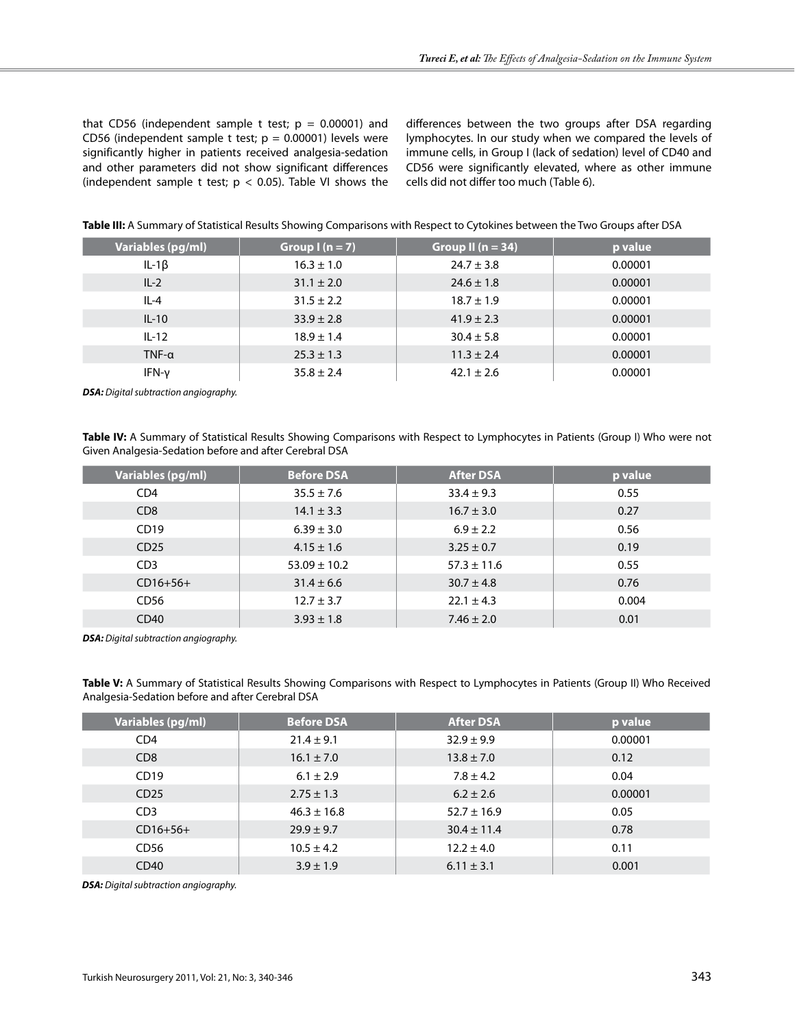that CD56 (independent sample t test; $p = 0.00001$) and CD56 (independent sample t test; $p = 0.00001$) levels were significantly higher in patients received analgesia-sedation and other parameters did not show significant differences (independent sample t test; $p < 0.05$). Table VI shows the differences between the two groups after DSA regarding lymphocytes. In our study when we compared the levels of immune cells, in Group I (lack of sedation) level of CD40 and CD56 were significantly elevated, where as other immune cells did not differ too much (Table 6).

**Table III:** A Summary of Statistical Results Showing Comparisons with Respect to Cytokines between the Two Groups after DSA

| Variables (pg/ml) | Group I (n = 7) | Group II (n = 34) | p value |
|---|---|---|---|
| IL-1β | 16.3 ± 1.0 | 24.7 ± 3.8 | 0.00001 |
| IL-2 | 31.1 ± 2.0 | 24.6 ± 1.8 | 0.00001 |
| IL-4 | 31.5 ± 2.2 | 18.7 ± 1.9 | 0.00001 |
| IL-10 | 33.9 ± 2.8 | 41.9 ± 2.3 | 0.00001 |
| IL-12 | 18.9 ± 1.4 | 30.4 ± 5.8 | 0.00001 |
| TNF-α | 25.3 ± 1.3 | 11.3 ± 2.4 | 0.00001 |
| IFN-γ | 35.8 ± 2.4 | 42.1 ± 2.6 | 0.00001 |

***DSA:** Digital subtraction angiography.*

**Table IV:** A Summary of Statistical Results Showing Comparisons with Respect to Lymphocytes in Patients (Group I) Who were not Given Analgesia-Sedation before and after Cerebral DSA

| Variables (pg/ml) | Before DSA | After DSA | p value |
|---|---|---|---|
| CD4 | 35.5 ± 7.6 | 33.4 ± 9.3 | 0.55 |
| CD8 | 14.1 ± 3.3 | 16.7 ± 3.0 | 0.27 |
| CD19 | 6.39 ± 3.0 | 6.9 ± 2.2 | 0.56 |
| CD25 | 4.15 ± 1.6 | 3.25 ± 0.7 | 0.19 |
| CD3 | 53.09 ± 10.2 | 57.3 ± 11.6 | 0.55 |
| CD16+56+ | 31.4 ± 6.6 | 30.7 ± 4.8 | 0.76 |
| CD56 | 12.7 ± 3.7 | 22.1 ± 4.3 | 0.004 |
| CD40 | 3.93 ± 1.8 | 7.46 ± 2.0 | 0.01 |

***DSA:** Digital subtraction angiography.*

**Table V:** A Summary of Statistical Results Showing Comparisons with Respect to Lymphocytes in Patients (Group II) Who Received Analgesia-Sedation before and after Cerebral DSA

| Variables (pg/ml) | Before DSA | After DSA | p value |
|---|---|---|---|
| CD4 | 21.4 ± 9.1 | 32.9 ± 9.9 | 0.00001 |
| CD8 | 16.1 ± 7.0 | 13.8 ± 7.0 | 0.12 |
| CD19 | 6.1 ± 2.9 | 7.8 ± 4.2 | 0.04 |
| CD25 | 2.75 ± 1.3 | 6.2 ± 2.6 | 0.00001 |
| CD3 | 46.3 ± 16.8 | 52.7 ± 16.9 | 0.05 |
| CD16+56+ | 29.9 ± 9.7 | 30.4 ± 11.4 | 0.78 |
| CD56 | 10.5 ± 4.2 | 12.2 ± 4.0 | 0.11 |
| CD40 | 3.9 ± 1.9 | 6.11 ± 3.1 | 0.001 |

***DSA:** Digital subtraction angiography.*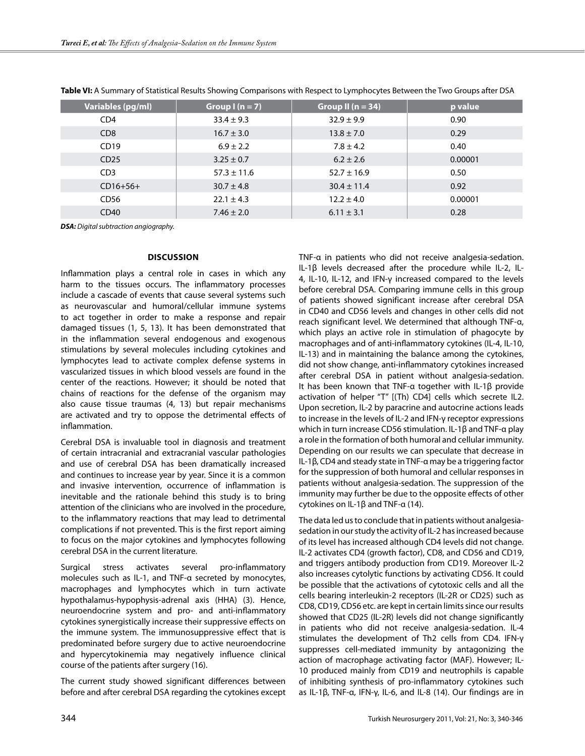**Table VI:** A Summary of Statistical Results Showing Comparisons with Respect to Lymphocytes Between the Two Groups after DSA

| Variables (pg/ml) | Group I (n = 7) | Group II (n = 34) | p value |
|---|---|---|---|
| CD4 | 33.4 ± 9.3 | 32.9 ± 9.9 | 0.90 |
| CD8 | 16.7 ± 3.0 | 13.8 ± 7.0 | 0.29 |
| CD19 | 6.9 ± 2.2 | 7.8 ± 4.2 | 0.40 |
| CD25 | 3.25 ± 0.7 | 6.2 ± 2.6 | 0.00001 |
| CD3 | 57.3 ± 11.6 | 52.7 ± 16.9 | 0.50 |
| CD16+56+ | 30.7 ± 4.8 | 30.4 ± 11.4 | 0.92 |
| CD56 | 22.1 ± 4.3 | 12.2 ± 4.0 | 0.00001 |
| CD40 | 7.46 ± 2.0 | 6.11 ± 3.1 | 0.28 |

***DSA:*** *Digital subtraction angiography.*

## DISCUSSION

Inflammation plays a central role in cases in which any harm to the tissues occurs. The inflammatory processes include a cascade of events that cause several systems such as neurovascular and humoral/cellular immune systems to act together in order to make a response and repair damaged tissues (1, 5, 13). It has been demonstrated that in the inflammation several endogenous and exogenous stimulations by several molecules including cytokines and lymphocytes lead to activate complex defense systems in vascularized tissues in which blood vessels are found in the center of the reactions. However; it should be noted that chains of reactions for the defense of the organism may also cause tissue traumas (4, 13) but repair mechanisms are activated and try to oppose the detrimental effects of inflammation.

Cerebral DSA is invaluable tool in diagnosis and treatment of certain intracranial and extracranial vascular pathologies and use of cerebral DSA has been dramatically increased and continues to increase year by year. Since it is a common and invasive intervention, occurrence of inflammation is inevitable and the rationale behind this study is to bring attention of the clinicians who are involved in the procedure, to the inflammatory reactions that may lead to detrimental complications if not prevented. This is the first report aiming to focus on the major cytokines and lymphocytes following cerebral DSA in the current literature.

Surgical stress activates several pro-inflammatory molecules such as IL-1, and TNF-α secreted by monocytes, macrophages and lymphocytes which in turn activate hypothalamus-hypophysis-adrenal axis (HHA) (3). Hence, neuroendocrine system and pro- and anti-inflammatory cytokines synergistically increase their suppressive effects on the immune system. The immunosuppressive effect that is predominated before surgery due to active neuroendocrine and hypercytokinemia may negatively influence clinical course of the patients after surgery (16).

The current study showed significant differences between before and after cerebral DSA regarding the cytokines except TNF-α in patients who did not receive analgesia-sedation. IL-1β levels decreased after the procedure while IL-2, IL-4, IL-10, IL-12, and IFN-γ increased compared to the levels before cerebral DSA. Comparing immune cells in this group of patients showed significant increase after cerebral DSA in CD40 and CD56 levels and changes in other cells did not reach significant level. We determined that although TNF-α, which plays an active role in stimulation of phagocyte by macrophages and of anti-inflammatory cytokines (IL-4, IL-10, IL-13) and in maintaining the balance among the cytokines, did not show change, anti-inflammatory cytokines increased after cerebral DSA in patient without analgesia-sedation. It has been known that TNF-α together with IL-1β provide activation of helper "T" [(Th) CD4] cells which secrete IL2. Upon secretion, IL-2 by paracrine and autocrine actions leads to increase in the levels of IL-2 and IFN-γ receptor expressions which in turn increase CD56 stimulation. IL-1β and TNF-α play a role in the formation of both humoral and cellular immunity. Depending on our results we can speculate that decrease in IL-1β, CD4 and steady state in TNF-α may be a triggering factor for the suppression of both humoral and cellular responses in patients without analgesia-sedation. The suppression of the immunity may further be due to the opposite effects of other cytokines on IL-1β and TNF-α (14).

The data led us to conclude that in patients without analgesia-sedation in our study the activity of IL-2 has increased because of its level has increased although CD4 levels did not change. IL-2 activates CD4 (growth factor), CD8, and CD56 and CD19, and triggers antibody production from CD19. Moreover IL-2 also increases cytolytic functions by activating CD56. It could be possible that the activations of cytotoxic cells and all the cells bearing interleukin-2 receptors (IL-2R or CD25) such as CD8, CD19, CD56 etc. are kept in certain limits since our results showed that CD25 (IL-2R) levels did not change significantly in patients who did not receive analgesia-sedation. IL-4 stimulates the development of Th2 cells from CD4. IFN-γ suppresses cell-mediated immunity by antagonizing the action of macrophage activating factor (MAF). However; IL-10 produced mainly from CD19 and neutrophils is capable of inhibiting synthesis of pro-inflammatory cytokines such as IL-1β, TNF-α, IFN-γ, IL-6, and IL-8 (14). Our findings are in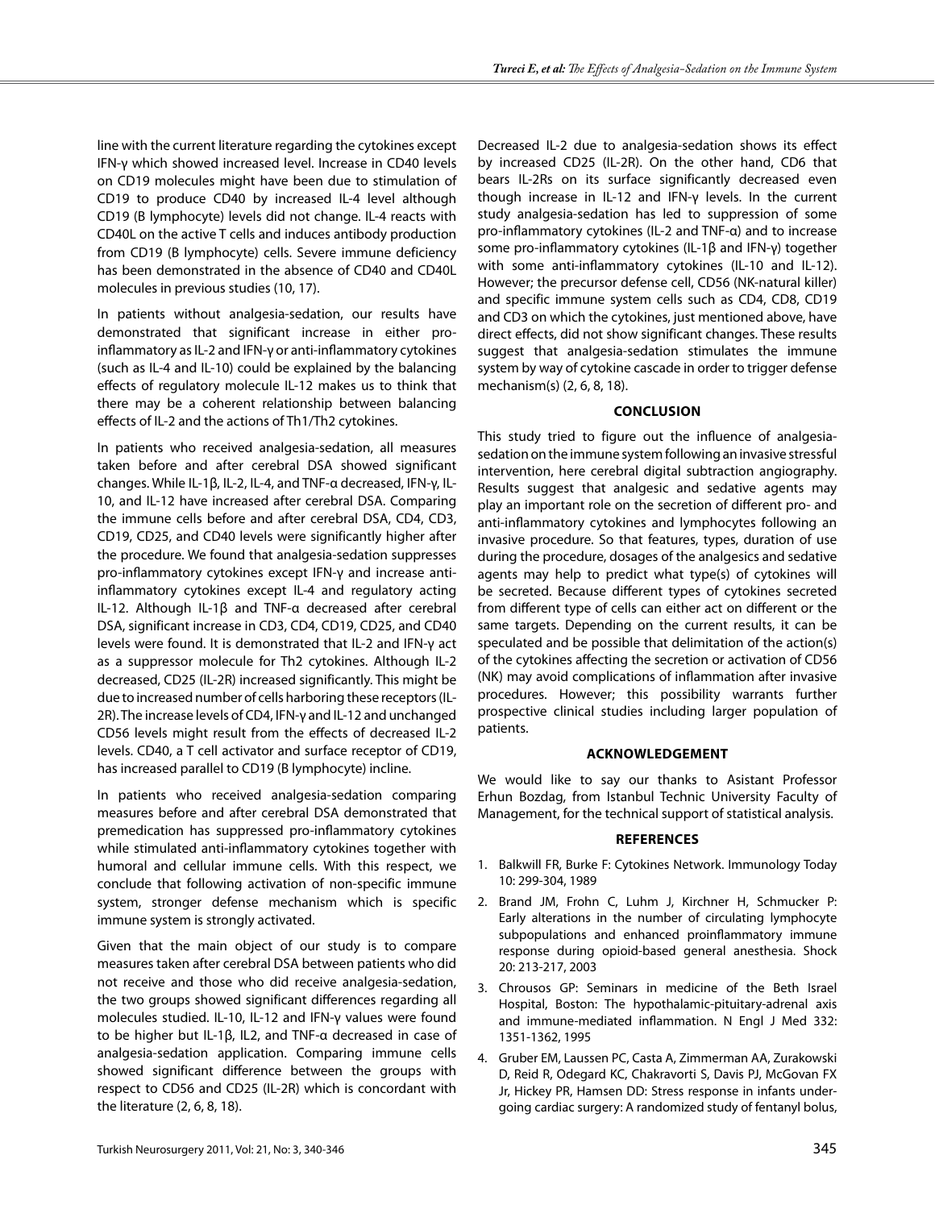line with the current literature regarding the cytokines except IFN-γ which showed increased level. Increase in CD40 levels on CD19 molecules might have been due to stimulation of CD19 to produce CD40 by increased IL-4 level although CD19 (B lymphocyte) levels did not change. IL-4 reacts with CD40L on the active T cells and induces antibody production from CD19 (B lymphocyte) cells. Severe immune deficiency has been demonstrated in the absence of CD40 and CD40L molecules in previous studies (10, 17).

In patients without analgesia-sedation, our results have demonstrated that significant increase in either pro-inflammatory as IL-2 and IFN-γ or anti-inflammatory cytokines (such as IL-4 and IL-10) could be explained by the balancing effects of regulatory molecule IL-12 makes us to think that there may be a coherent relationship between balancing effects of IL-2 and the actions of Th1/Th2 cytokines.

In patients who received analgesia-sedation, all measures taken before and after cerebral DSA showed significant changes. While IL-1β, IL-2, IL-4, and TNF-α decreased, IFN-γ, IL-10, and IL-12 have increased after cerebral DSA. Comparing the immune cells before and after cerebral DSA, CD4, CD3, CD19, CD25, and CD40 levels were significantly higher after the procedure. We found that analgesia-sedation suppresses pro-inflammatory cytokines except IFN-γ and increase anti-inflammatory cytokines except IL-4 and regulatory acting IL-12. Although IL-1β and TNF-α decreased after cerebral DSA, significant increase in CD3, CD4, CD19, CD25, and CD40 levels were found. It is demonstrated that IL-2 and IFN-γ act as a suppressor molecule for Th2 cytokines. Although IL-2 decreased, CD25 (IL-2R) increased significantly. This might be due to increased number of cells harboring these receptors (IL-2R). The increase levels of CD4, IFN-γ and IL-12 and unchanged CD56 levels might result from the effects of decreased IL-2 levels. CD40, a T cell activator and surface receptor of CD19, has increased parallel to CD19 (B lymphocyte) incline.

In patients who received analgesia-sedation comparing measures before and after cerebral DSA demonstrated that premedication has suppressed pro-inflammatory cytokines while stimulated anti-inflammatory cytokines together with humoral and cellular immune cells. With this respect, we conclude that following activation of non-specific immune system, stronger defense mechanism which is specific immune system is strongly activated.

Given that the main object of our study is to compare measures taken after cerebral DSA between patients who did not receive and those who did receive analgesia-sedation, the two groups showed significant differences regarding all molecules studied. IL-10, IL-12 and IFN-γ values were found to be higher but IL-1β, IL2, and TNF-α decreased in case of analgesia-sedation application. Comparing immune cells showed significant difference between the groups with respect to CD56 and CD25 (IL-2R) which is concordant with the literature (2, 6, 8, 18).

Decreased IL-2 due to analgesia-sedation shows its effect by increased CD25 (IL-2R). On the other hand, CD6 that bears IL-2Rs on its surface significantly decreased even though increase in IL-12 and IFN-γ levels. In the current study analgesia-sedation has led to suppression of some pro-inflammatory cytokines (IL-2 and TNF-α) and to increase some pro-inflammatory cytokines (IL-1β and IFN-γ) together with some anti-inflammatory cytokines (IL-10 and IL-12). However; the precursor defense cell, CD56 (NK-natural killer) and specific immune system cells such as CD4, CD8, CD19 and CD3 on which the cytokines, just mentioned above, have direct effects, did not show significant changes. These results suggest that analgesia-sedation stimulates the immune system by way of cytokine cascade in order to trigger defense mechanism(s) (2, 6, 8, 18).

## CONCLUSION

This study tried to figure out the influence of analgesia-sedation on the immune system following an invasive stressful intervention, here cerebral digital subtraction angiography. Results suggest that analgesic and sedative agents may play an important role on the secretion of different pro- and anti-inflammatory cytokines and lymphocytes following an invasive procedure. So that features, types, duration of use during the procedure, dosages of the analgesics and sedative agents may help to predict what type(s) of cytokines will be secreted. Because different types of cytokines secreted from different type of cells can either act on different or the same targets. Depending on the current results, it can be speculated and be possible that delimitation of the action(s) of the cytokines affecting the secretion or activation of CD56 (NK) may avoid complications of inflammation after invasive procedures. However; this possibility warrants further prospective clinical studies including larger population of patients.

## ACKNOWLEDGEMENT

We would like to say our thanks to Asistant Professor Erhun Bozdag, from Istanbul Technic University Faculty of Management, for the technical support of statistical analysis.

## REFERENCES

1. Balkwill FR, Burke F: Cytokines Network. Immunology Today 10: 299-304, 1989
2. Brand JM, Frohn C, Luhm J, Kirchner H, Schmucker P: Early alterations in the number of circulating lymphocyte subpopulations and enhanced proinflammatory immune response during opioid-based general anesthesia. Shock 20: 213-217, 2003
3. Chrousos GP: Seminars in medicine of the Beth Israel Hospital, Boston: The hypothalamic-pituitary-adrenal axis and immune-mediated inflammation. N Engl J Med 332: 1351-1362, 1995
4. Gruber EM, Laussen PC, Casta A, Zimmerman AA, Zurakowski D, Reid R, Odegard KC, Chakravorti S, Davis PJ, McGovan FX Jr, Hickey PR, Hamsen DD: Stress response in infants undergoing cardiac surgery: A randomized study of fentanyl bolus,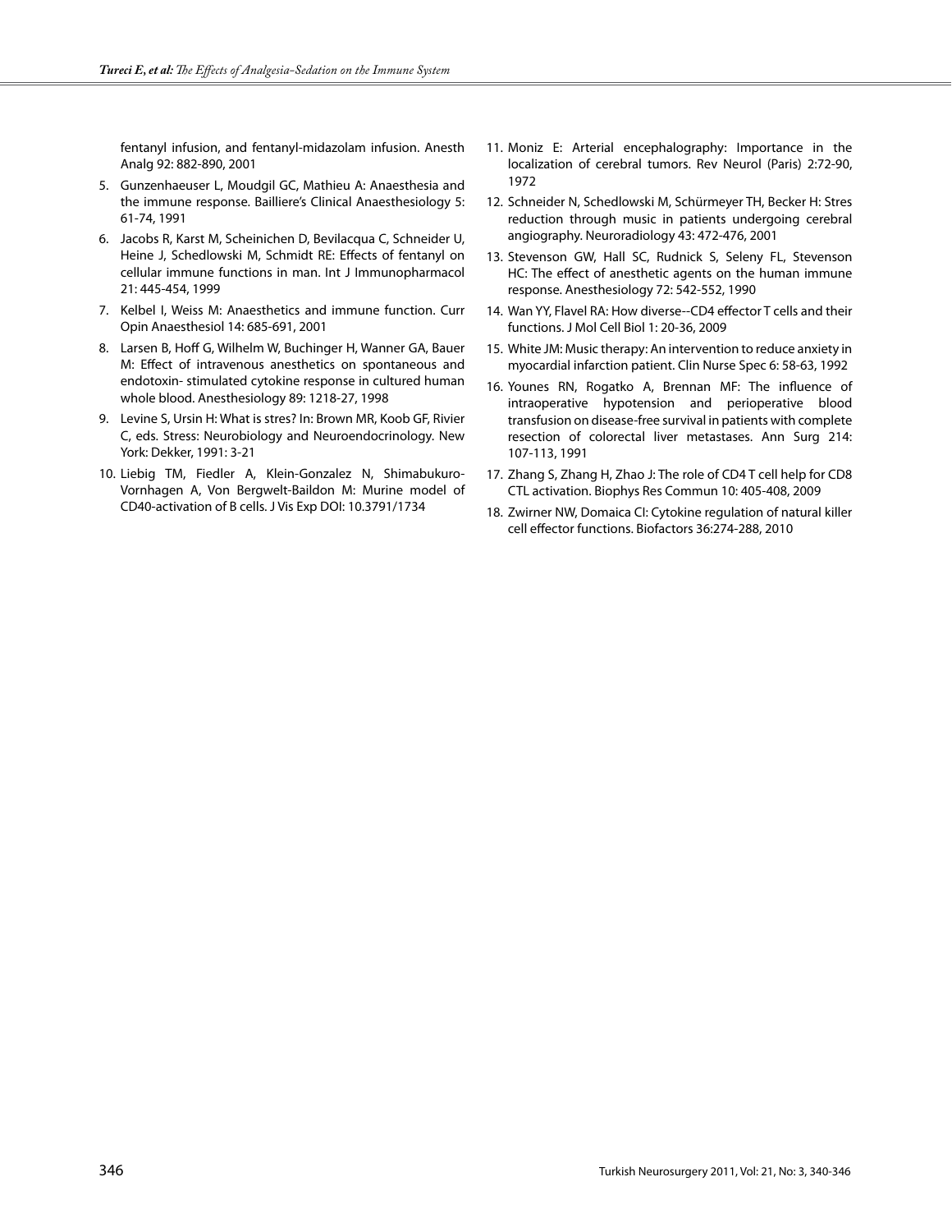fentanyl infusion, and fentanyl-midazolam infusion. Anesth Analg 92: 882-890, 2001

5. Gunzenhaeuser L, Moudgil GC, Mathieu A: Anaesthesia and the immune response. Bailliere's Clinical Anaesthesiology 5: 61-74, 1991
6. Jacobs R, Karst M, Scheinichen D, Bevilacqua C, Schneider U, Heine J, Schedlowski M, Schmidt RE: Effects of fentanyl on cellular immune functions in man. Int J Immunopharmacol 21: 445-454, 1999
7. Kelbel I, Weiss M: Anaesthetics and immune function. Curr Opin Anaesthesiol 14: 685-691, 2001
8. Larsen B, Hoff G, Wilhelm W, Buchinger H, Wanner GA, Bauer M: Effect of intravenous anesthetics on spontaneous and endotoxin- stimulated cytokine response in cultured human whole blood. Anesthesiology 89: 1218-27, 1998
9. Levine S, Ursin H: What is stres? In: Brown MR, Koob GF, Rivier C, eds. Stress: Neurobiology and Neuroendocrinology. New York: Dekker, 1991: 3-21
10. Liebig TM, Fiedler A, Klein-Gonzalez N, Shimabukuro-Vornhagen A, Von Bergwelt-Baildon M: Murine model of CD40-activation of B cells. J Vis Exp DOI: 10.3791/1734
11. Moniz E: Arterial encephalography: Importance in the localization of cerebral tumors. Rev Neurol (Paris) 2:72-90, 1972
12. Schneider N, Schedlowski M, Schürmeyer TH, Becker H: Stres reduction through music in patients undergoing cerebral angiography. Neuroradiology 43: 472-476, 2001
13. Stevenson GW, Hall SC, Rudnick S, Seleny FL, Stevenson HC: The effect of anesthetic agents on the human immune response. Anesthesiology 72: 542-552, 1990
14. Wan YY, Flavel RA: How diverse--CD4 effector T cells and their functions. J Mol Cell Biol 1: 20-36, 2009
15. White JM: Music therapy: An intervention to reduce anxiety in myocardial infarction patient. Clin Nurse Spec 6: 58-63, 1992
16. Younes RN, Rogatko A, Brennan MF: The influence of intraoperative hypotension and perioperative blood transfusion on disease-free survival in patients with complete resection of colorectal liver metastases. Ann Surg 214: 107-113, 1991
17. Zhang S, Zhang H, Zhao J: The role of CD4 T cell help for CD8 CTL activation. Biophys Res Commun 10: 405-408, 2009
18. Zwirner NW, Domaica CI: Cytokine regulation of natural killer cell effector functions. Biofactors 36:274-288, 2010